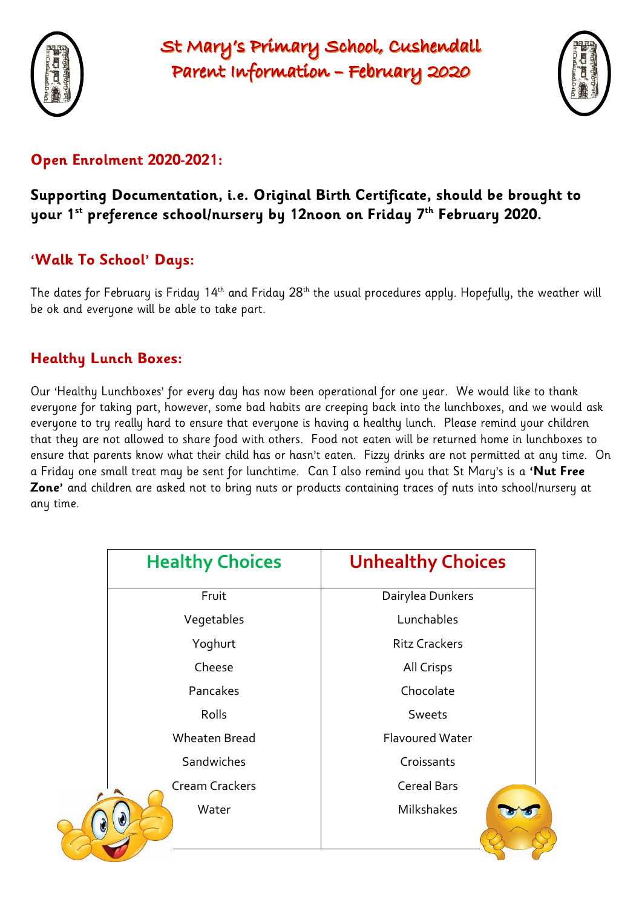# St Mary's Primary School, Cushendall
# Parent Information – February 2020

## Open Enrolment 2020-2021:

### Supporting Documentation, i.e. Original Birth Certificate, should be brought to your 1st preference school/nursery by 12noon on Friday 7th February 2020.

## 'Walk To School' Days:

The dates for February is Friday 14th and Friday 28th the usual procedures apply. Hopefully, the weather will be ok and everyone will be able to take part.

## Healthy Lunch Boxes:

Our 'Healthy Lunchboxes' for every day has now been operational for one year. We would like to thank everyone for taking part, however, some bad habits are creeping back into the lunchboxes, and we would ask everyone to try really hard to ensure that everyone is having a healthy lunch. Please remind your children that they are not allowed to share food with others. Food not eaten will be returned home in lunchboxes to ensure that parents know what their child has or hasn't eaten. Fizzy drinks are not permitted at any time. On a Friday one small treat may be sent for lunchtime. Can I also remind you that St Mary's is a **'Nut Free Zone'** and children are asked not to bring nuts or products containing traces of nuts into school/nursery at any time.

| Healthy Choices | Unhealthy Choices |
|---|---|
| Fruit | Dairylea Dunkers |
| Vegetables | Lunchables |
| Yoghurt | Ritz Crackers |
| Cheese | All Crisps |
| Pancakes | Chocolate |
| Rolls | Sweets |
| Wheaten Bread | Flavoured Water |
| Sandwiches | Croissants |
| Cream Crackers | Cereal Bars |
| Water | Milkshakes |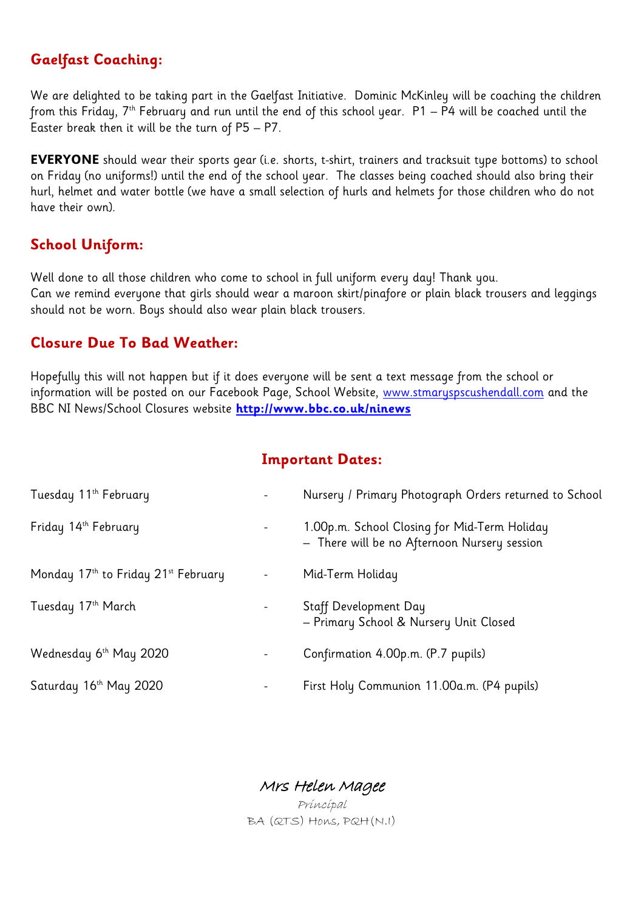## Gaelfast Coaching:

We are delighted to be taking part in the Gaelfast Initiative. Dominic McKinley will be coaching the children from this Friday, 7th February and run until the end of this school year. P1 – P4 will be coached until the Easter break then it will be the turn of P5 – P7.

**EVERYONE** should wear their sports gear (i.e. shorts, t-shirt, trainers and tracksuit type bottoms) to school on Friday (no uniforms!) until the end of the school year. The classes being coached should also bring their hurl, helmet and water bottle (we have a small selection of hurls and helmets for those children who do not have their own).

## School Uniform:

Well done to all those children who come to school in full uniform every day! Thank you.
Can we remind everyone that girls should wear a maroon skirt/pinafore or plain black trousers and leggings should not be worn. Boys should also wear plain black trousers.

## Closure Due To Bad Weather:

Hopefully this will not happen but if it does everyone will be sent a text message from the school or information will be posted on our Facebook Page, School Website, www.stmaryspscushendall.com and the BBC NI News/School Closures website **http://www.bbc.co.uk/ninews**

## Important Dates:

| | | |
|---|---|---|
| Tuesday 11th February | - | Nursery / Primary Photograph Orders returned to School |
| Friday 14th February | - | 1.00p.m. School Closing for Mid-Term Holiday – There will be no Afternoon Nursery session |
| Monday 17th to Friday 21st February | - | Mid-Term Holiday |
| Tuesday 17th March | - | Staff Development Day – Primary School & Nursery Unit Closed |
| Wednesday 6th May 2020 | - | Confirmation 4.00p.m. (P.7 pupils) |
| Saturday 16th May 2020 | - | First Holy Communion 11.00a.m. (P4 pupils) |

*Mrs Helen Magee*
*Principal*
BA (QTS) Hons, PQH(N.I)